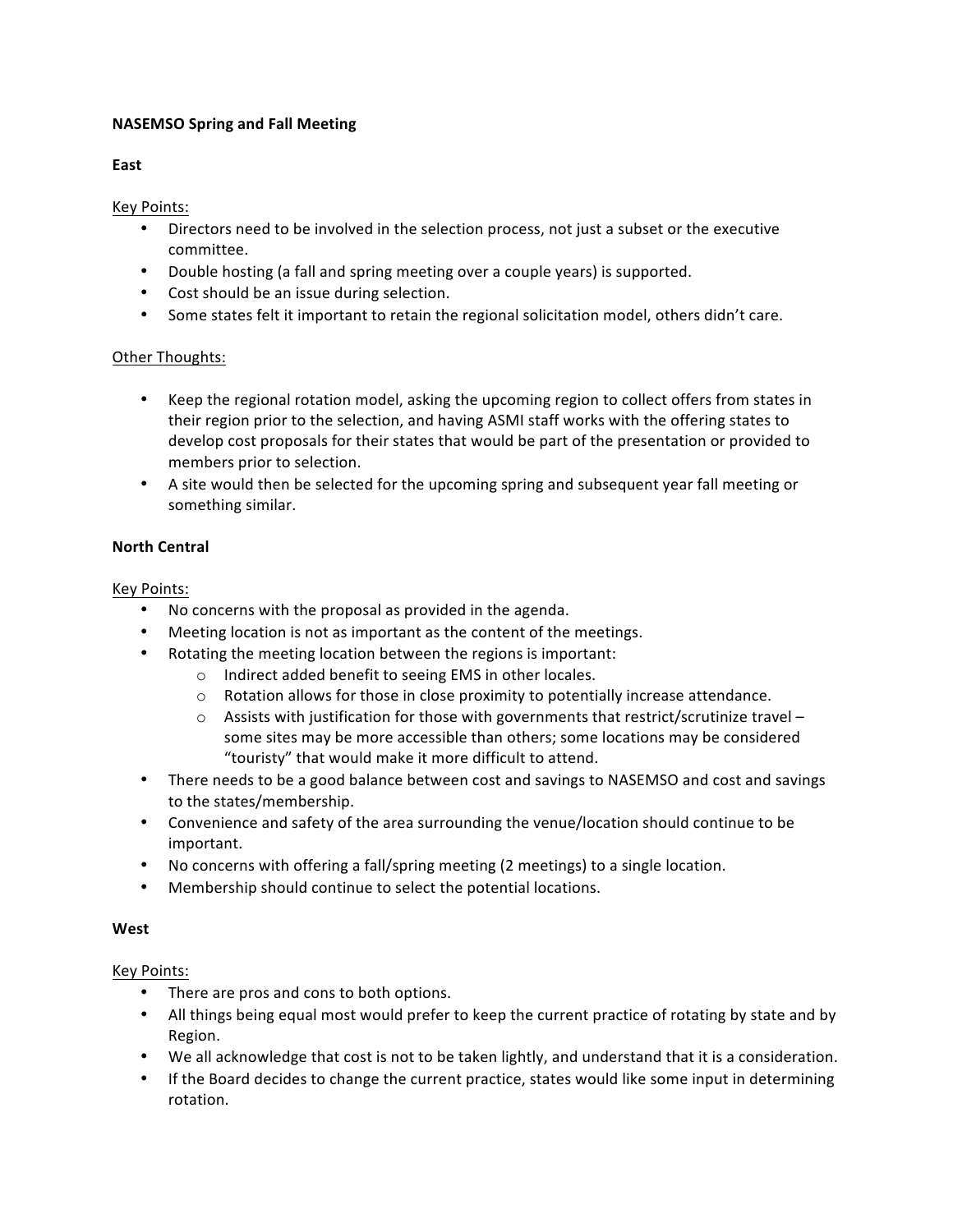**NASEMSO Spring and Fall Meeting**

**East**

Key Points:

- Directors need to be involved in the selection process, not just a subset or the executive committee.
- Double hosting (a fall and spring meeting over a couple years) is supported.
- Cost should be an issue during selection.
- Some states felt it important to retain the regional solicitation model, others didn't care.

Other Thoughts:

- Keep the regional rotation model, asking the upcoming region to collect offers from states in their region prior to the selection, and having ASMI staff works with the offering states to develop cost proposals for their states that would be part of the presentation or provided to members prior to selection.
- A site would then be selected for the upcoming spring and subsequent year fall meeting or something similar.

**North Central**

Key Points:

- No concerns with the proposal as provided in the agenda.
- Meeting location is not as important as the content of the meetings.
- Rotating the meeting location between the regions is important:
  - Indirect added benefit to seeing EMS in other locales.
  - Rotation allows for those in close proximity to potentially increase attendance.
  - Assists with justification for those with governments that restrict/scrutinize travel – some sites may be more accessible than others; some locations may be considered "touristy" that would make it more difficult to attend.
- There needs to be a good balance between cost and savings to NASEMSO and cost and savings to the states/membership.
- Convenience and safety of the area surrounding the venue/location should continue to be important.
- No concerns with offering a fall/spring meeting (2 meetings) to a single location.
- Membership should continue to select the potential locations.

**West**

Key Points:

- There are pros and cons to both options.
- All things being equal most would prefer to keep the current practice of rotating by state and by Region.
- We all acknowledge that cost is not to be taken lightly, and understand that it is a consideration.
- If the Board decides to change the current practice, states would like some input in determining rotation.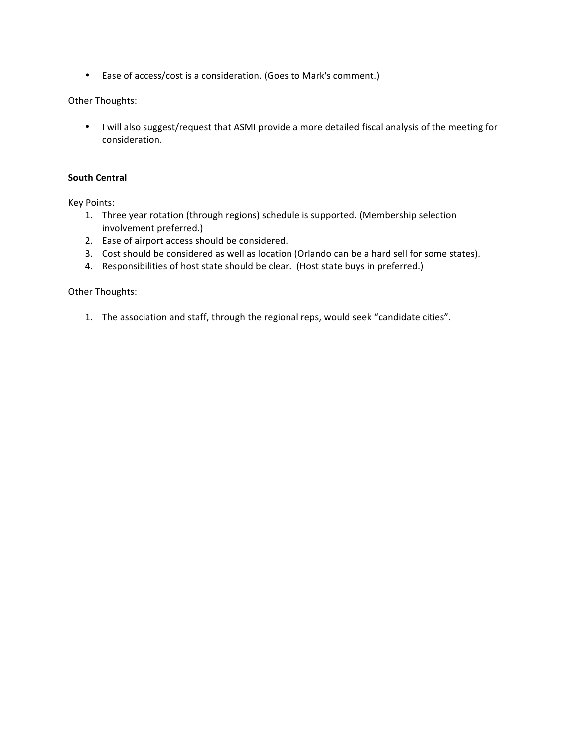- Ease of access/cost is a consideration. (Goes to Mark's comment.)

<u>Other Thoughts:</u>

- I will also suggest/request that ASMI provide a more detailed fiscal analysis of the meeting for consideration.

**South Central**

<u>Key Points:</u>

1. Three year rotation (through regions) schedule is supported. (Membership selection involvement preferred.)
2. Ease of airport access should be considered.
3. Cost should be considered as well as location (Orlando can be a hard sell for some states).
4. Responsibilities of host state should be clear. (Host state buys in preferred.)

<u>Other Thoughts:</u>

1. The association and staff, through the regional reps, would seek "candidate cities".